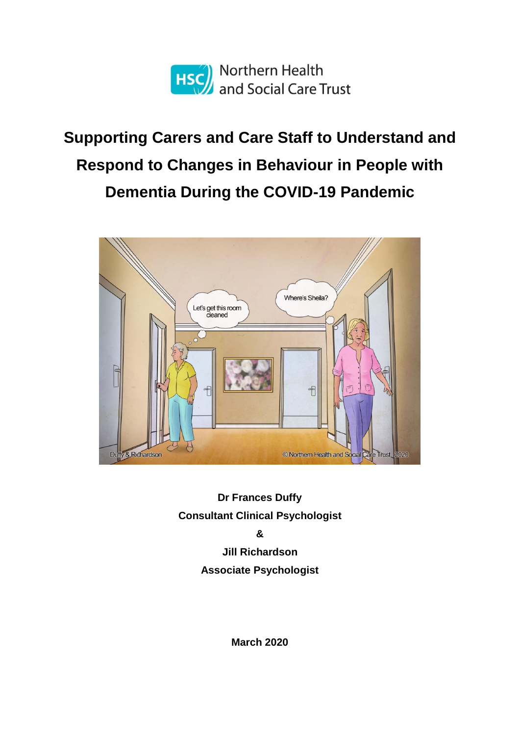Northern Health and Social Care Trust

# Supporting Carers and Care Staff to Understand and Respond to Changes in Behaviour in People with Dementia During the COVID-19 Pandemic

**Dr Frances Duffy**

**Consultant Clinical Psychologist**

**&**

**Jill Richardson**

**Associate Psychologist**

**March 2020**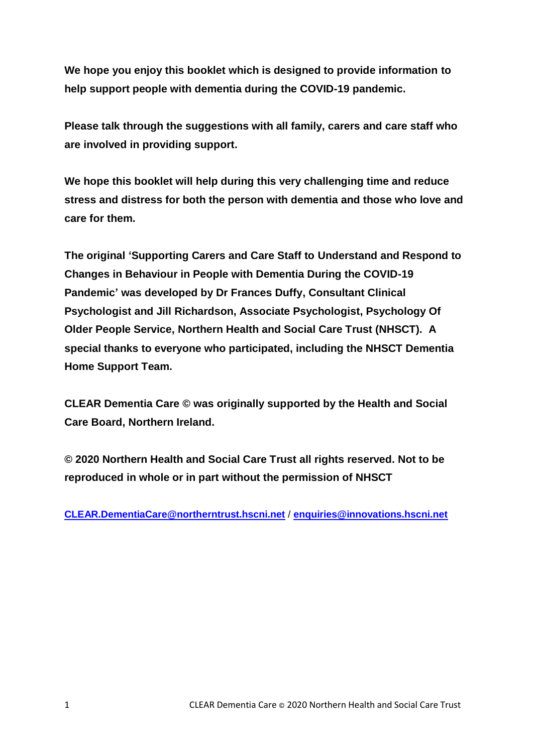**We hope you enjoy this booklet which is designed to provide information to help support people with dementia during the COVID-19 pandemic.**

**Please talk through the suggestions with all family, carers and care staff who are involved in providing support.**

**We hope this booklet will help during this very challenging time and reduce stress and distress for both the person with dementia and those who love and care for them.**

**The original 'Supporting Carers and Care Staff to Understand and Respond to Changes in Behaviour in People with Dementia During the COVID-19 Pandemic' was developed by Dr Frances Duffy, Consultant Clinical Psychologist and Jill Richardson, Associate Psychologist, Psychology Of Older People Service, Northern Health and Social Care Trust (NHSCT). A special thanks to everyone who participated, including the NHSCT Dementia Home Support Team.**

**CLEAR Dementia Care © was originally supported by the Health and Social Care Board, Northern Ireland.**

**© 2020 Northern Health and Social Care Trust all rights reserved. Not to be reproduced in whole or in part without the permission of NHSCT**

**CLEAR.DementiaCare@northerntrust.hscni.net / enquiries@innovations.hscni.net**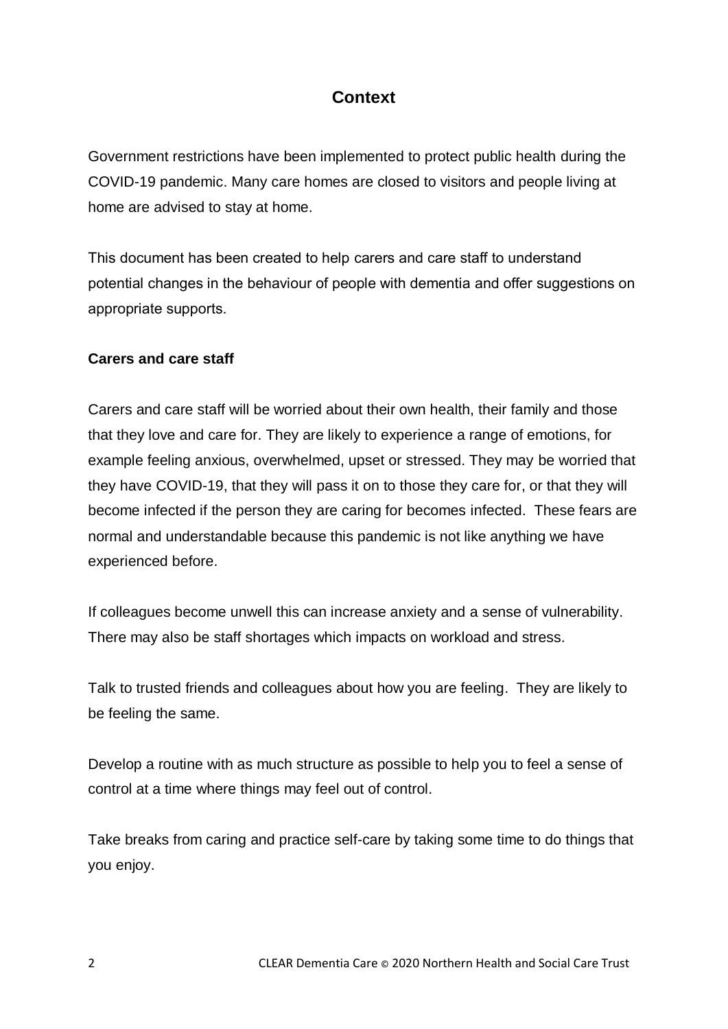## Context

Government restrictions have been implemented to protect public health during the COVID-19 pandemic. Many care homes are closed to visitors and people living at home are advised to stay at home.

This document has been created to help carers and care staff to understand potential changes in the behaviour of people with dementia and offer suggestions on appropriate supports.

**Carers and care staff**

Carers and care staff will be worried about their own health, their family and those that they love and care for. They are likely to experience a range of emotions, for example feeling anxious, overwhelmed, upset or stressed. They may be worried that they have COVID-19, that they will pass it on to those they care for, or that they will become infected if the person they are caring for becomes infected. These fears are normal and understandable because this pandemic is not like anything we have experienced before.

If colleagues become unwell this can increase anxiety and a sense of vulnerability. There may also be staff shortages which impacts on workload and stress.

Talk to trusted friends and colleagues about how you are feeling. They are likely to be feeling the same.

Develop a routine with as much structure as possible to help you to feel a sense of control at a time where things may feel out of control.

Take breaks from caring and practice self-care by taking some time to do things that you enjoy.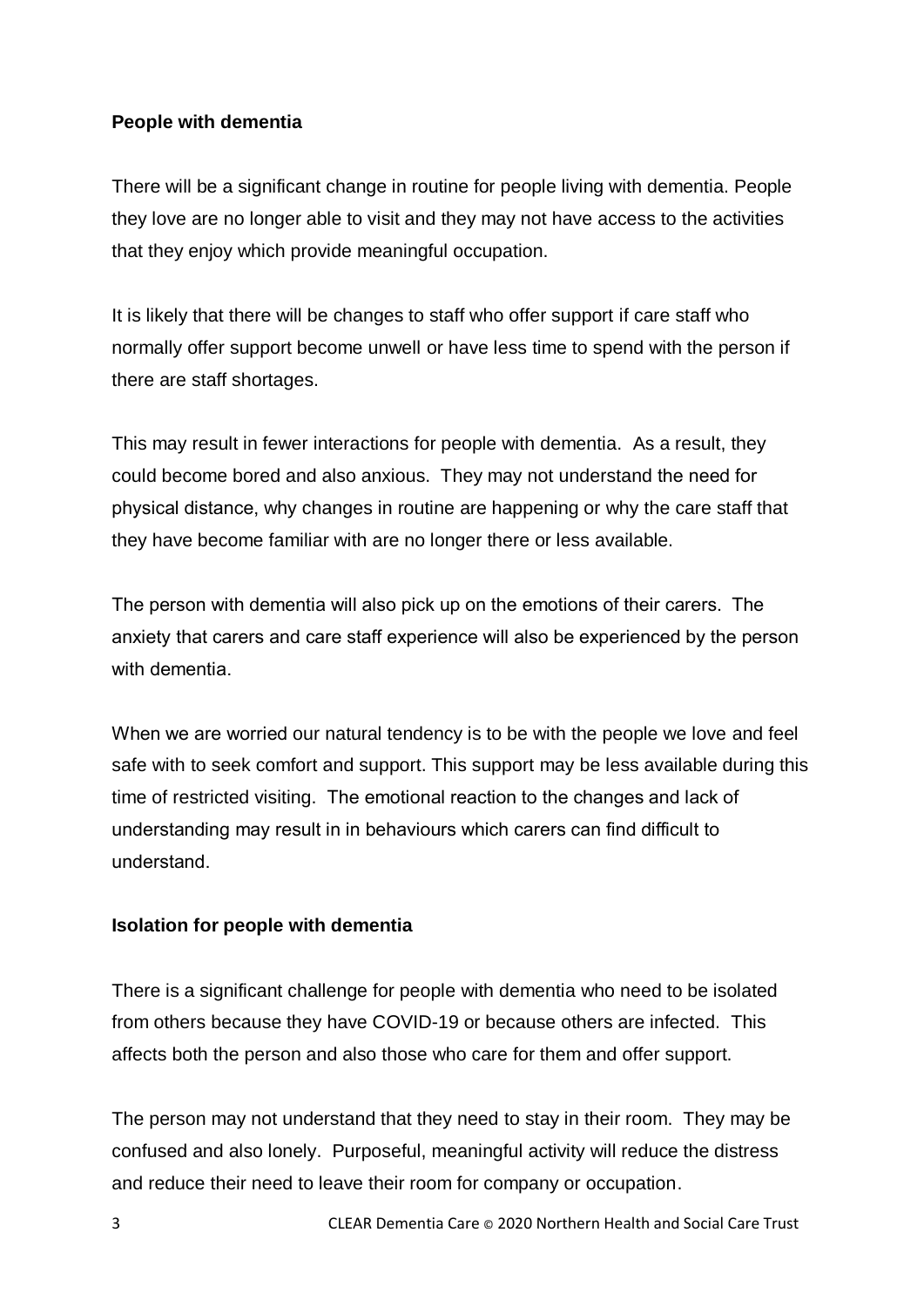**People with dementia**

There will be a significant change in routine for people living with dementia. People they love are no longer able to visit and they may not have access to the activities that they enjoy which provide meaningful occupation.

It is likely that there will be changes to staff who offer support if care staff who normally offer support become unwell or have less time to spend with the person if there are staff shortages.

This may result in fewer interactions for people with dementia. As a result, they could become bored and also anxious. They may not understand the need for physical distance, why changes in routine are happening or why the care staff that they have become familiar with are no longer there or less available.

The person with dementia will also pick up on the emotions of their carers. The anxiety that carers and care staff experience will also be experienced by the person with dementia.

When we are worried our natural tendency is to be with the people we love and feel safe with to seek comfort and support. This support may be less available during this time of restricted visiting. The emotional reaction to the changes and lack of understanding may result in in behaviours which carers can find difficult to understand.

**Isolation for people with dementia**

There is a significant challenge for people with dementia who need to be isolated from others because they have COVID-19 or because others are infected. This affects both the person and also those who care for them and offer support.

The person may not understand that they need to stay in their room. They may be confused and also lonely. Purposeful, meaningful activity will reduce the distress and reduce their need to leave their room for company or occupation.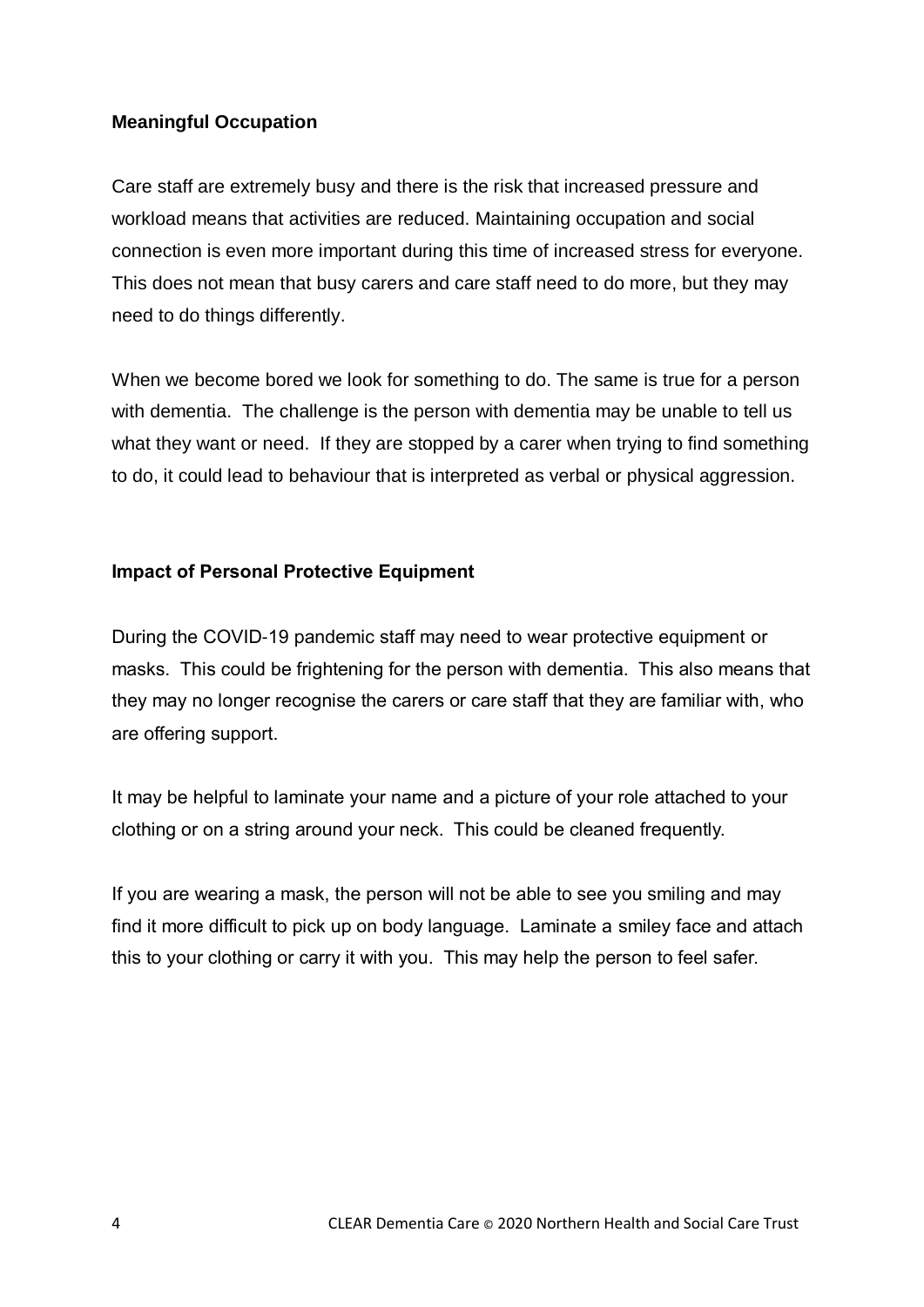**Meaningful Occupation**

Care staff are extremely busy and there is the risk that increased pressure and workload means that activities are reduced. Maintaining occupation and social connection is even more important during this time of increased stress for everyone. This does not mean that busy carers and care staff need to do more, but they may need to do things differently.

When we become bored we look for something to do. The same is true for a person with dementia. The challenge is the person with dementia may be unable to tell us what they want or need. If they are stopped by a carer when trying to find something to do, it could lead to behaviour that is interpreted as verbal or physical aggression.

**Impact of Personal Protective Equipment**

During the COVID-19 pandemic staff may need to wear protective equipment or masks. This could be frightening for the person with dementia. This also means that they may no longer recognise the carers or care staff that they are familiar with, who are offering support.

It may be helpful to laminate your name and a picture of your role attached to your clothing or on a string around your neck. This could be cleaned frequently.

If you are wearing a mask, the person will not be able to see you smiling and may find it more difficult to pick up on body language. Laminate a smiley face and attach this to your clothing or carry it with you. This may help the person to feel safer.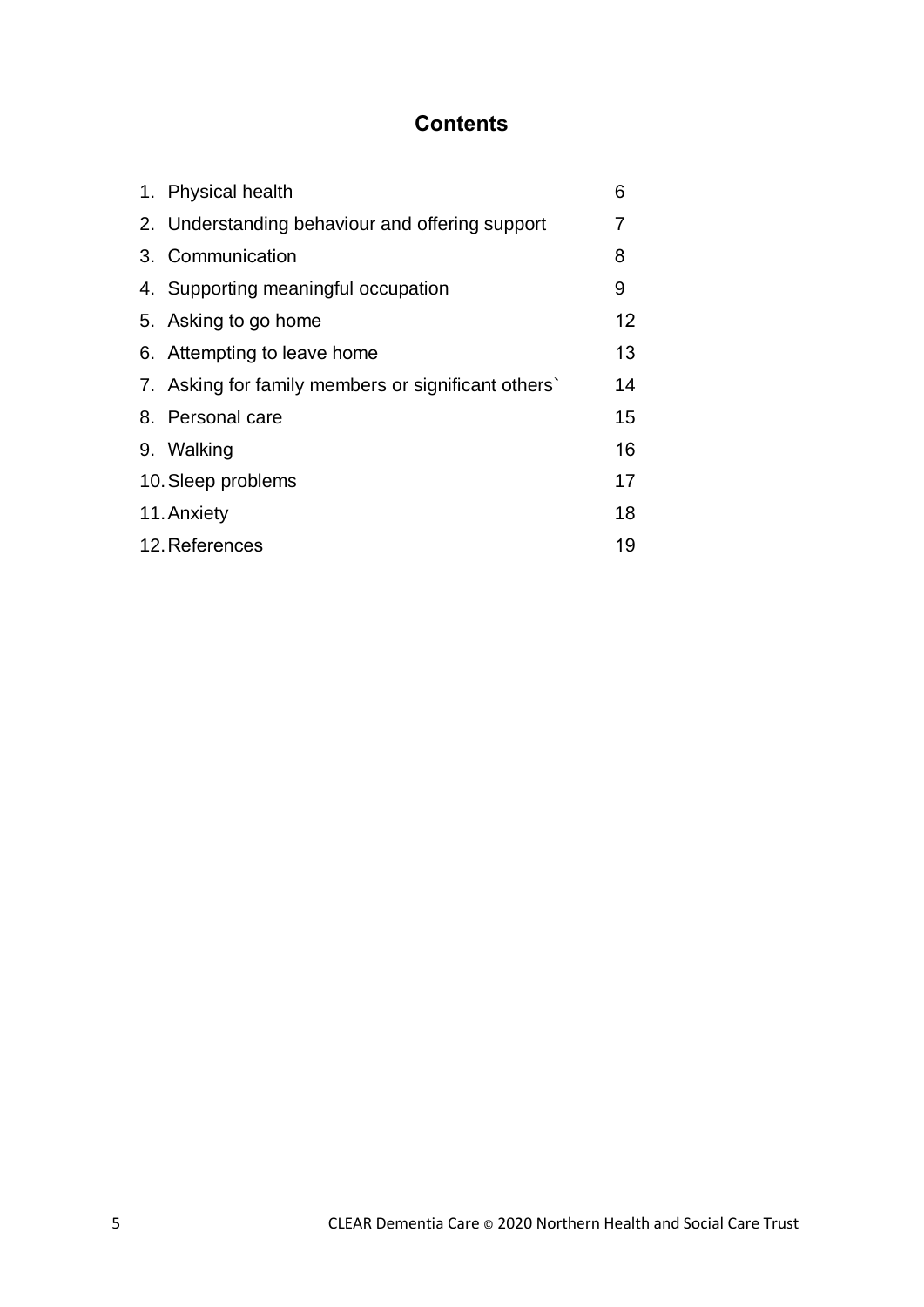## Contents

| | | |
|---|---|---|
| 1. | Physical health | 6 |
| 2. | Understanding behaviour and offering support | 7 |
| 3. | Communication | 8 |
| 4. | Supporting meaningful occupation | 9 |
| 5. | Asking to go home | 12 |
| 6. | Attempting to leave home | 13 |
| 7. | Asking for family members or significant others` | 14 |
| 8. | Personal care | 15 |
| 9. | Walking | 16 |
| 10. | Sleep problems | 17 |
| 11. | Anxiety | 18 |
| 12. | References | 19 |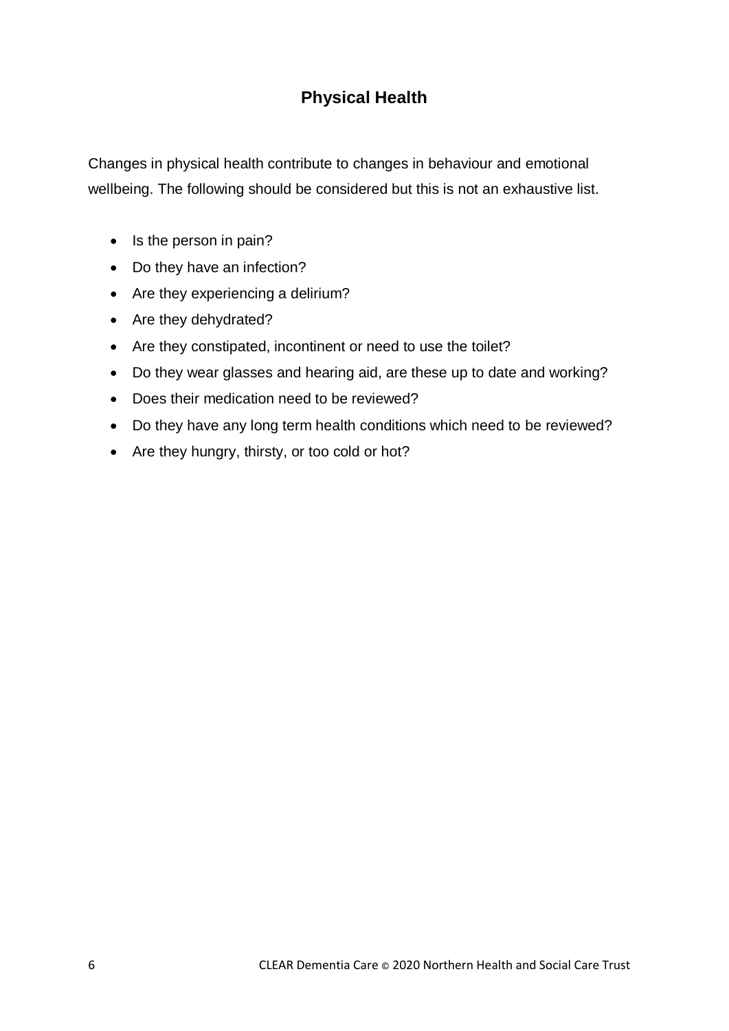# Physical Health

Changes in physical health contribute to changes in behaviour and emotional wellbeing. The following should be considered but this is not an exhaustive list.

- Is the person in pain?
- Do they have an infection?
- Are they experiencing a delirium?
- Are they dehydrated?
- Are they constipated, incontinent or need to use the toilet?
- Do they wear glasses and hearing aid, are these up to date and working?
- Does their medication need to be reviewed?
- Do they have any long term health conditions which need to be reviewed?
- Are they hungry, thirsty, or too cold or hot?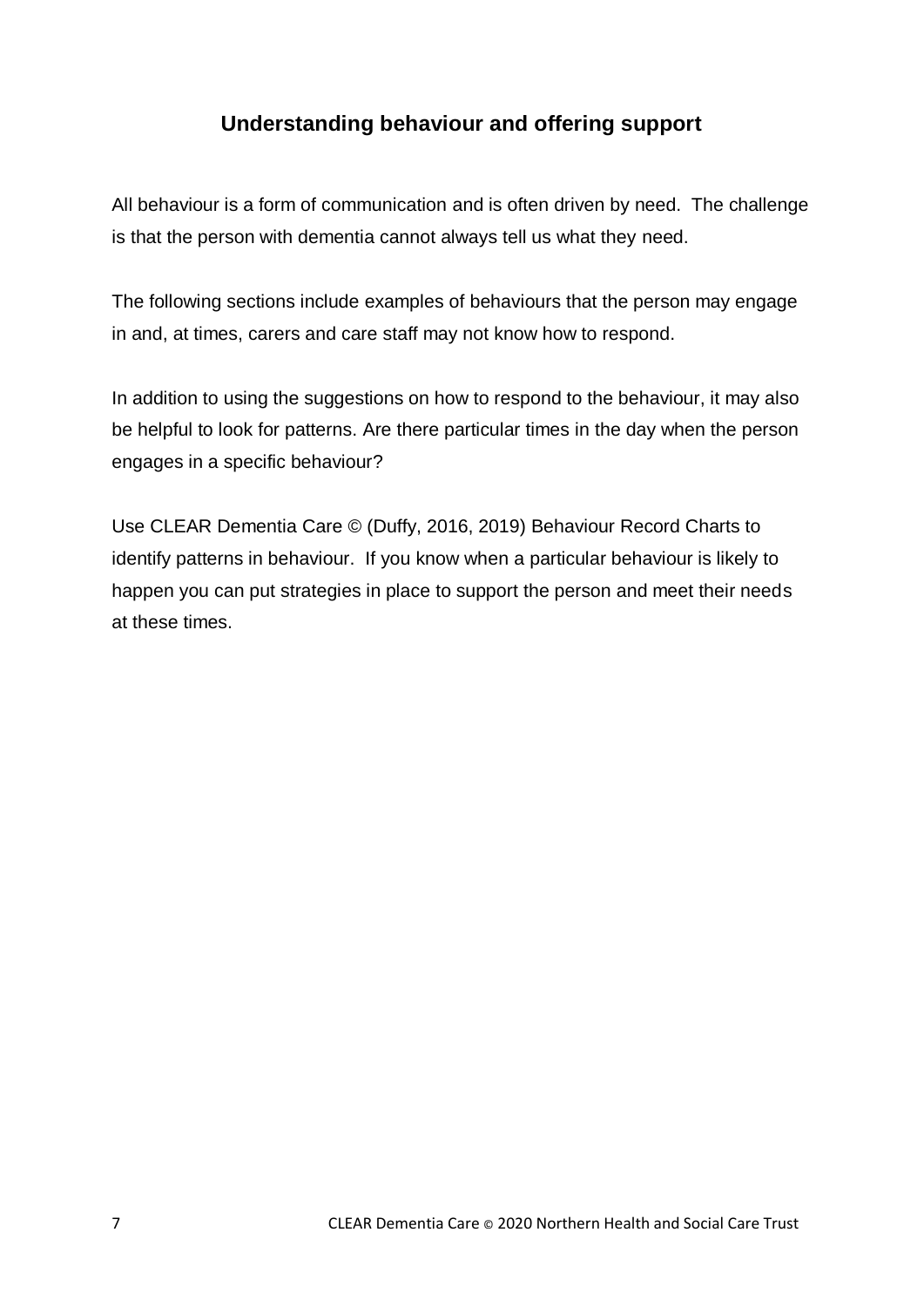## Understanding behaviour and offering support

All behaviour is a form of communication and is often driven by need. The challenge is that the person with dementia cannot always tell us what they need.

The following sections include examples of behaviours that the person may engage in and, at times, carers and care staff may not know how to respond.

In addition to using the suggestions on how to respond to the behaviour, it may also be helpful to look for patterns. Are there particular times in the day when the person engages in a specific behaviour?

Use CLEAR Dementia Care © (Duffy, 2016, 2019) Behaviour Record Charts to identify patterns in behaviour. If you know when a particular behaviour is likely to happen you can put strategies in place to support the person and meet their needs at these times.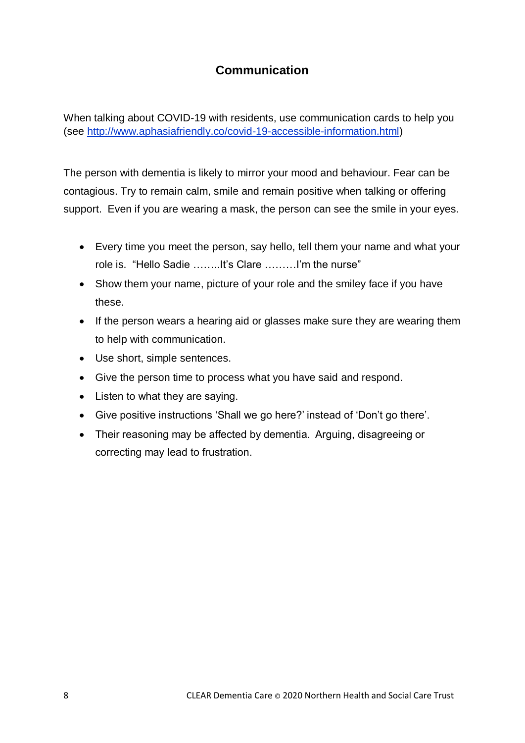## Communication

When talking about COVID-19 with residents, use communication cards to help you (see [http://www.aphasiafriendly.co/covid-19-accessible-information.html](http://www.aphasiafriendly.co/covid-19-accessible-information.html))

The person with dementia is likely to mirror your mood and behaviour. Fear can be contagious. Try to remain calm, smile and remain positive when talking or offering support. Even if you are wearing a mask, the person can see the smile in your eyes.

- Every time you meet the person, say hello, tell them your name and what your role is. "Hello Sadie ……..It's Clare ………I'm the nurse"
- Show them your name, picture of your role and the smiley face if you have these.
- If the person wears a hearing aid or glasses make sure they are wearing them to help with communication.
- Use short, simple sentences.
- Give the person time to process what you have said and respond.
- Listen to what they are saying.
- Give positive instructions 'Shall we go here?' instead of 'Don't go there'.
- Their reasoning may be affected by dementia. Arguing, disagreeing or correcting may lead to frustration.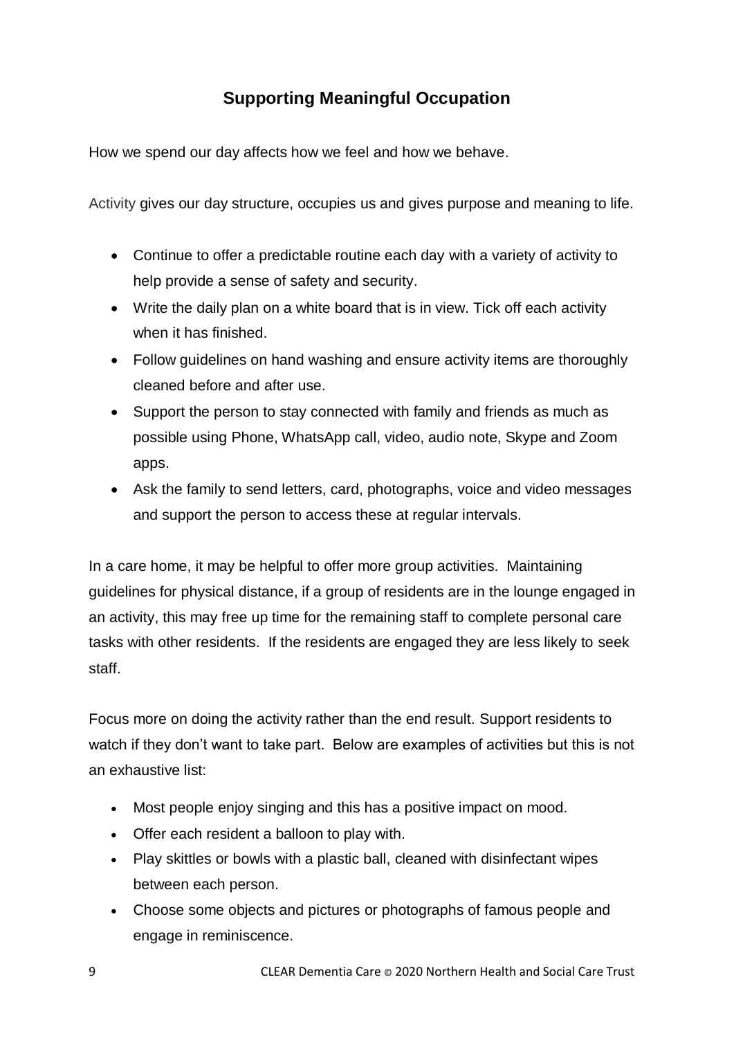## Supporting Meaningful Occupation

How we spend our day affects how we feel and how we behave.

Activity gives our day structure, occupies us and gives purpose and meaning to life.

- Continue to offer a predictable routine each day with a variety of activity to help provide a sense of safety and security.
- Write the daily plan on a white board that is in view. Tick off each activity when it has finished.
- Follow guidelines on hand washing and ensure activity items are thoroughly cleaned before and after use.
- Support the person to stay connected with family and friends as much as possible using Phone, WhatsApp call, video, audio note, Skype and Zoom apps.
- Ask the family to send letters, card, photographs, voice and video messages and support the person to access these at regular intervals.

In a care home, it may be helpful to offer more group activities. Maintaining guidelines for physical distance, if a group of residents are in the lounge engaged in an activity, this may free up time for the remaining staff to complete personal care tasks with other residents. If the residents are engaged they are less likely to seek staff.

Focus more on doing the activity rather than the end result. Support residents to watch if they don't want to take part. Below are examples of activities but this is not an exhaustive list:

- Most people enjoy singing and this has a positive impact on mood.
- Offer each resident a balloon to play with.
- Play skittles or bowls with a plastic ball, cleaned with disinfectant wipes between each person.
- Choose some objects and pictures or photographs of famous people and engage in reminiscence.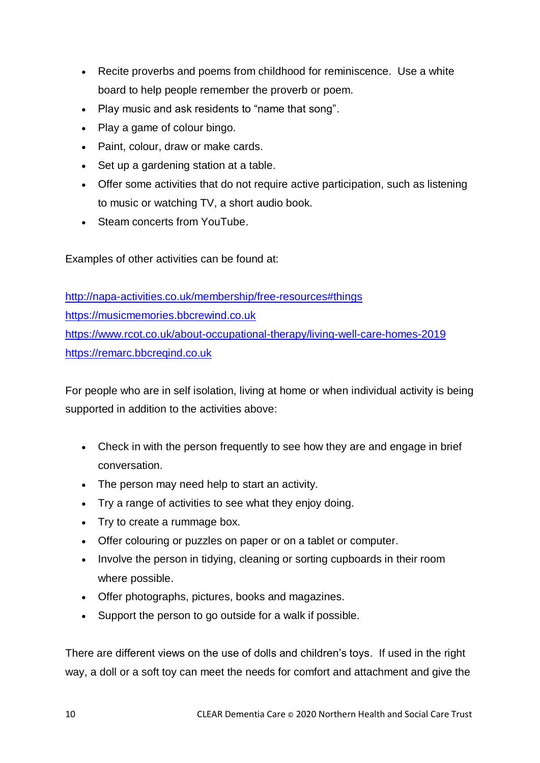- Recite proverbs and poems from childhood for reminiscence. Use a white board to help people remember the proverb or poem.
- Play music and ask residents to "name that song".
- Play a game of colour bingo.
- Paint, colour, draw or make cards.
- Set up a gardening station at a table.
- Offer some activities that do not require active participation, such as listening to music or watching TV, a short audio book.
- Steam concerts from YouTube.

Examples of other activities can be found at:

http://napa-activities.co.uk/membership/free-resources#things
https://musicmemories.bbcrewind.co.uk
https://www.rcot.co.uk/about-occupational-therapy/living-well-care-homes-2019
https://remarc.bbcreqind.co.uk

For people who are in self isolation, living at home or when individual activity is being supported in addition to the activities above:

- Check in with the person frequently to see how they are and engage in brief conversation.
- The person may need help to start an activity.
- Try a range of activities to see what they enjoy doing.
- Try to create a rummage box.
- Offer colouring or puzzles on paper or on a tablet or computer.
- Involve the person in tidying, cleaning or sorting cupboards in their room where possible.
- Offer photographs, pictures, books and magazines.
- Support the person to go outside for a walk if possible.

There are different views on the use of dolls and children's toys. If used in the right way, a doll or a soft toy can meet the needs for comfort and attachment and give the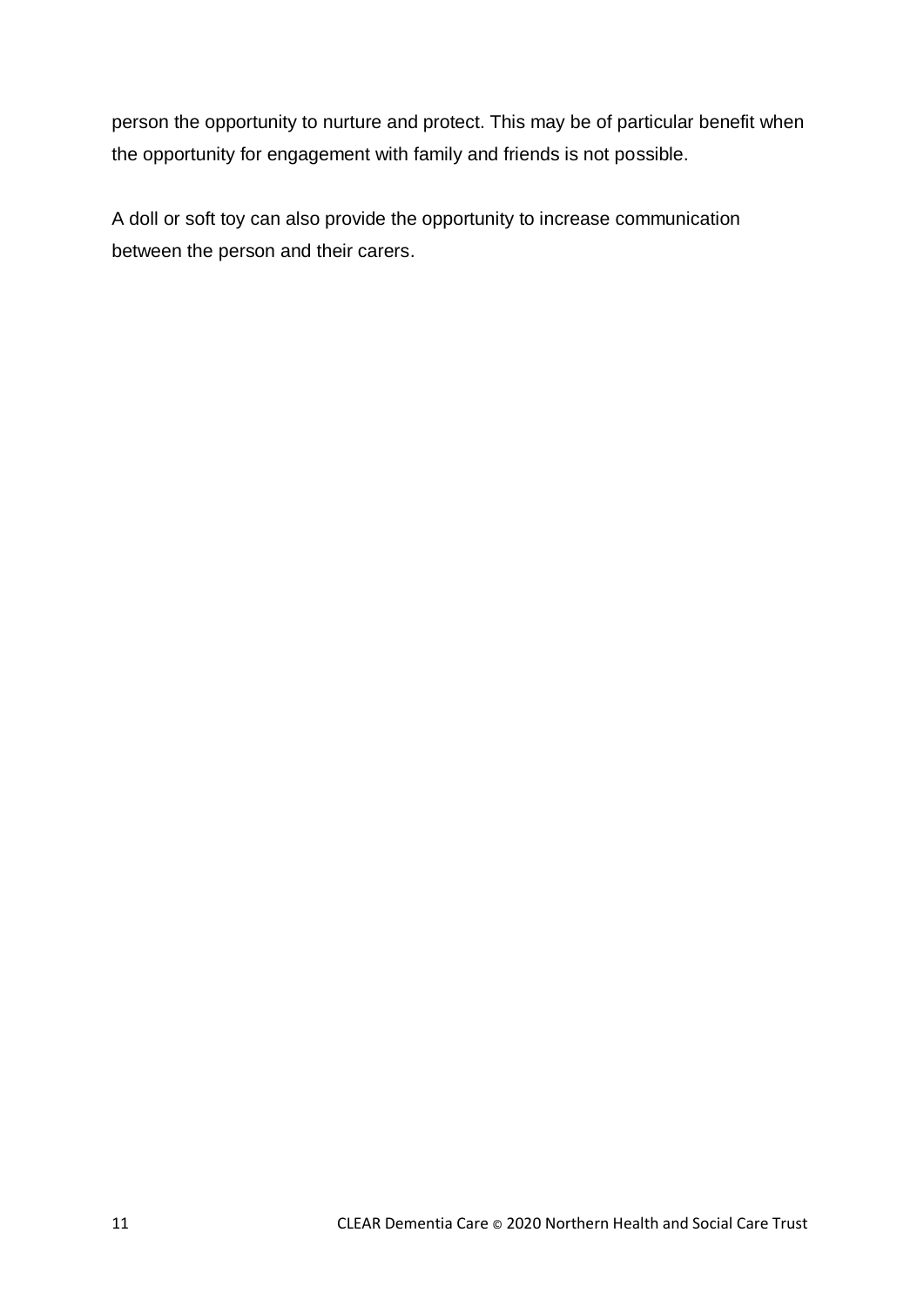person the opportunity to nurture and protect. This may be of particular benefit when the opportunity for engagement with family and friends is not possible.

A doll or soft toy can also provide the opportunity to increase communication between the person and their carers.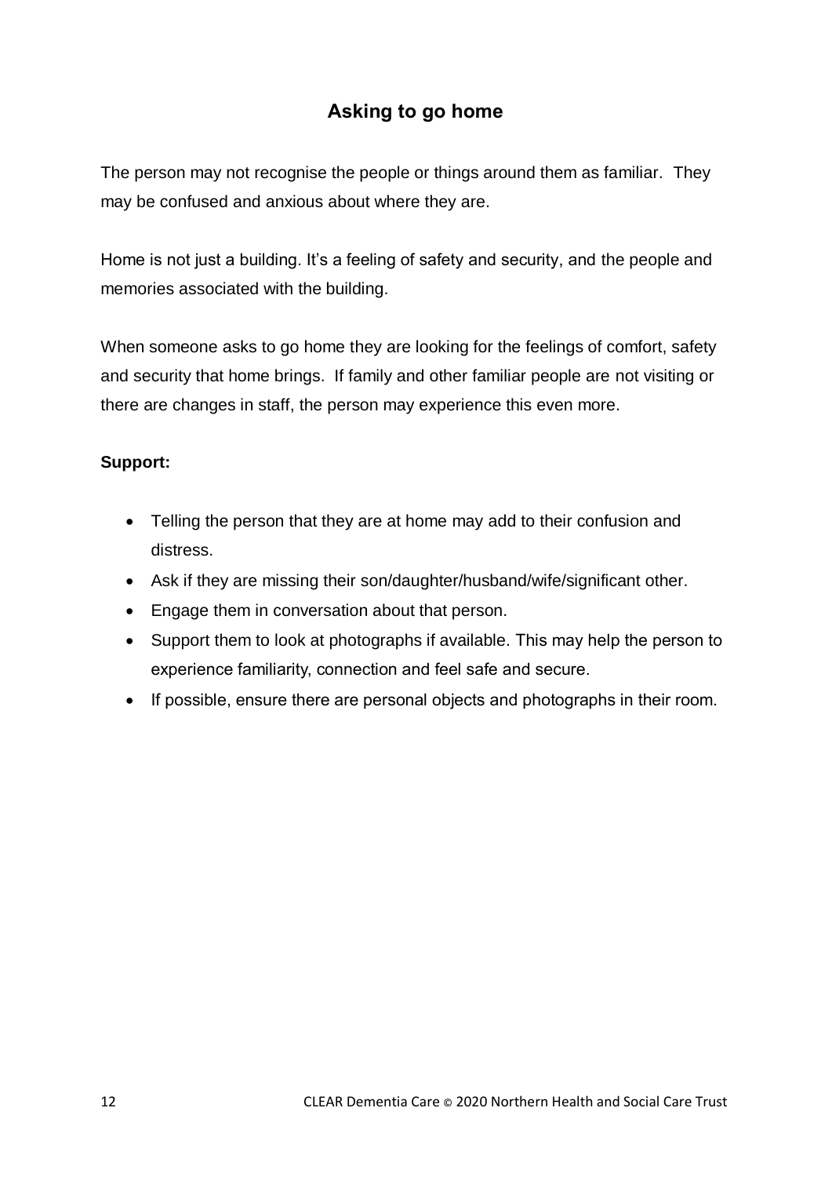## Asking to go home

The person may not recognise the people or things around them as familiar. They may be confused and anxious about where they are.

Home is not just a building. It's a feeling of safety and security, and the people and memories associated with the building.

When someone asks to go home they are looking for the feelings of comfort, safety and security that home brings. If family and other familiar people are not visiting or there are changes in staff, the person may experience this even more.

**Support:**

- Telling the person that they are at home may add to their confusion and distress.
- Ask if they are missing their son/daughter/husband/wife/significant other.
- Engage them in conversation about that person.
- Support them to look at photographs if available. This may help the person to experience familiarity, connection and feel safe and secure.
- If possible, ensure there are personal objects and photographs in their room.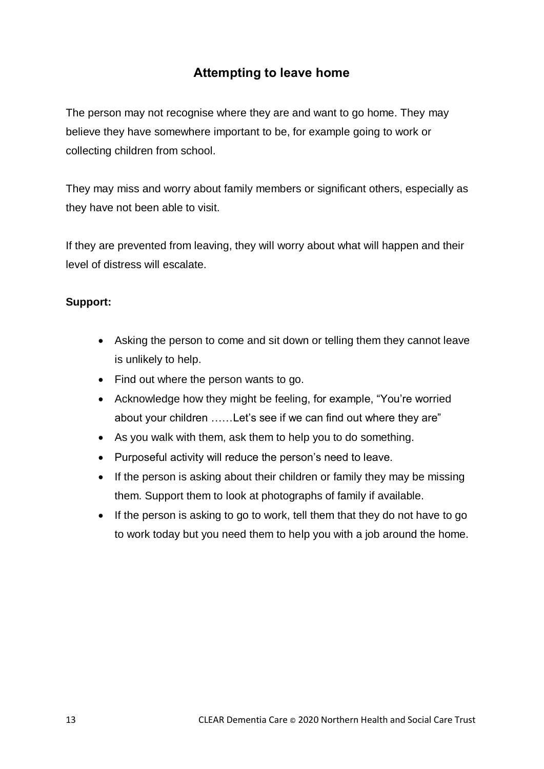## Attempting to leave home

The person may not recognise where they are and want to go home. They may believe they have somewhere important to be, for example going to work or collecting children from school.

They may miss and worry about family members or significant others, especially as they have not been able to visit.

If they are prevented from leaving, they will worry about what will happen and their level of distress will escalate.

**Support:**

- Asking the person to come and sit down or telling them they cannot leave is unlikely to help.
- Find out where the person wants to go.
- Acknowledge how they might be feeling, for example, "You're worried about your children ……Let's see if we can find out where they are"
- As you walk with them, ask them to help you to do something.
- Purposeful activity will reduce the person's need to leave.
- If the person is asking about their children or family they may be missing them. Support them to look at photographs of family if available.
- If the person is asking to go to work, tell them that they do not have to go to work today but you need them to help you with a job around the home.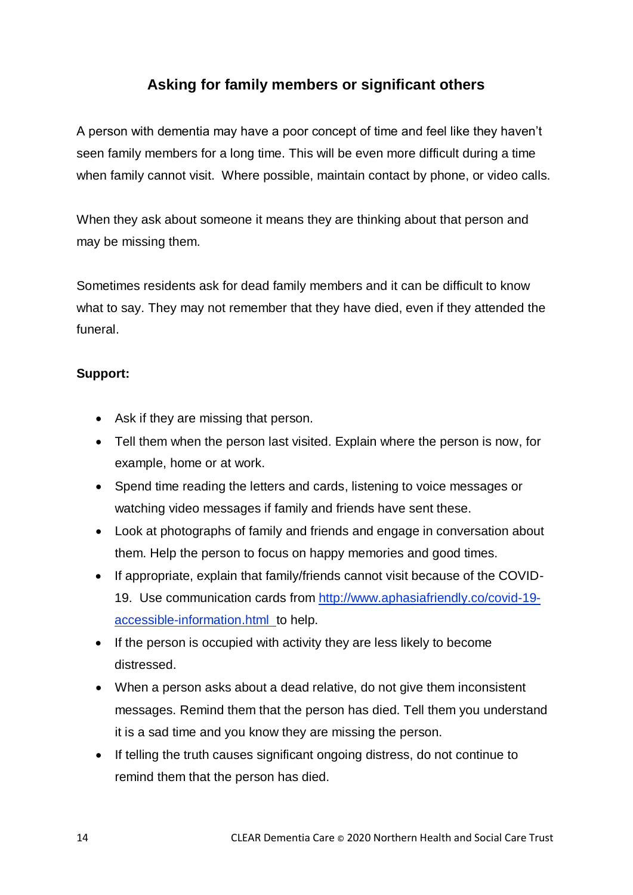## Asking for family members or significant others

A person with dementia may have a poor concept of time and feel like they haven't seen family members for a long time. This will be even more difficult during a time when family cannot visit. Where possible, maintain contact by phone, or video calls.

When they ask about someone it means they are thinking about that person and may be missing them.

Sometimes residents ask for dead family members and it can be difficult to know what to say. They may not remember that they have died, even if they attended the funeral.

**Support:**

- Ask if they are missing that person.
- Tell them when the person last visited. Explain where the person is now, for example, home or at work.
- Spend time reading the letters and cards, listening to voice messages or watching video messages if family and friends have sent these.
- Look at photographs of family and friends and engage in conversation about them. Help the person to focus on happy memories and good times.
- If appropriate, explain that family/friends cannot visit because of the COVID-19. Use communication cards from [http://www.aphasiafriendly.co/covid-19-accessible-information.html](http://www.aphasiafriendly.co/covid-19-accessible-information.html) to help.
- If the person is occupied with activity they are less likely to become distressed.
- When a person asks about a dead relative, do not give them inconsistent messages. Remind them that the person has died. Tell them you understand it is a sad time and you know they are missing the person.
- If telling the truth causes significant ongoing distress, do not continue to remind them that the person has died.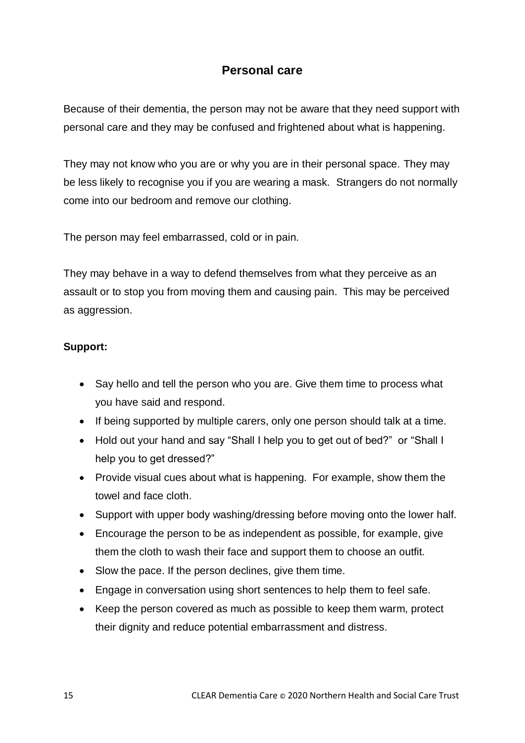## Personal care

Because of their dementia, the person may not be aware that they need support with personal care and they may be confused and frightened about what is happening.

They may not know who you are or why you are in their personal space. They may be less likely to recognise you if you are wearing a mask. Strangers do not normally come into our bedroom and remove our clothing.

The person may feel embarrassed, cold or in pain.

They may behave in a way to defend themselves from what they perceive as an assault or to stop you from moving them and causing pain. This may be perceived as aggression.

**Support:**

- Say hello and tell the person who you are. Give them time to process what you have said and respond.
- If being supported by multiple carers, only one person should talk at a time.
- Hold out your hand and say "Shall I help you to get out of bed?" or "Shall I help you to get dressed?"
- Provide visual cues about what is happening. For example, show them the towel and face cloth.
- Support with upper body washing/dressing before moving onto the lower half.
- Encourage the person to be as independent as possible, for example, give them the cloth to wash their face and support them to choose an outfit.
- Slow the pace. If the person declines, give them time.
- Engage in conversation using short sentences to help them to feel safe.
- Keep the person covered as much as possible to keep them warm, protect their dignity and reduce potential embarrassment and distress.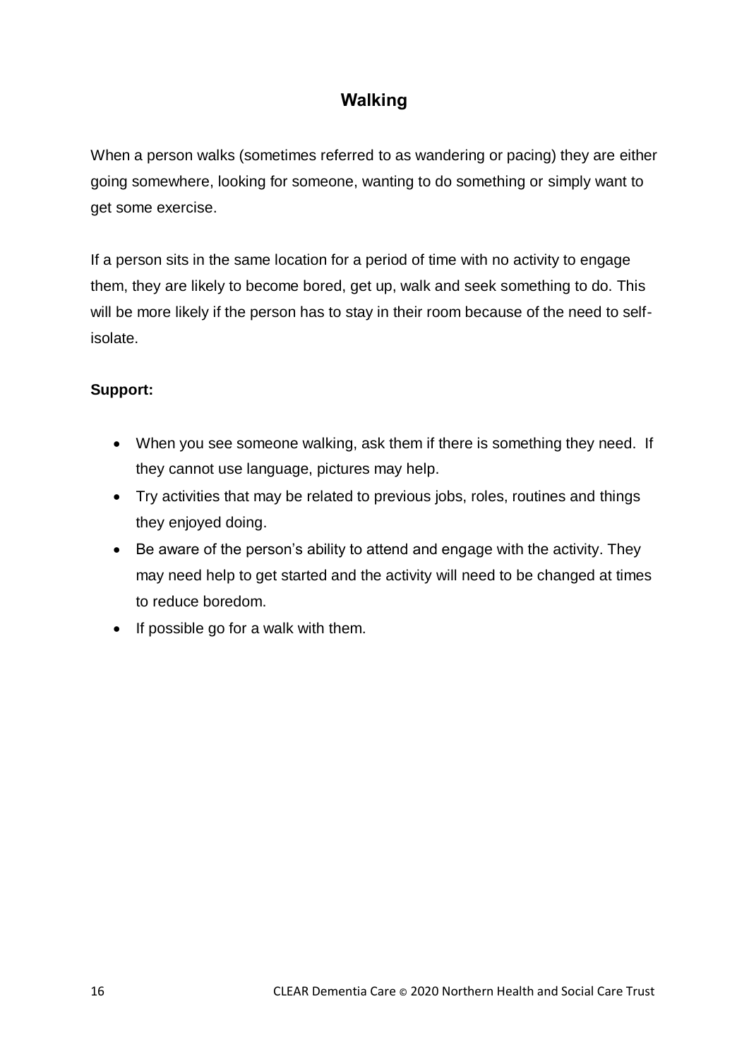## Walking

When a person walks (sometimes referred to as wandering or pacing) they are either going somewhere, looking for someone, wanting to do something or simply want to get some exercise.

If a person sits in the same location for a period of time with no activity to engage them, they are likely to become bored, get up, walk and seek something to do. This will be more likely if the person has to stay in their room because of the need to self-isolate.

**Support:**

- When you see someone walking, ask them if there is something they need. If they cannot use language, pictures may help.
- Try activities that may be related to previous jobs, roles, routines and things they enjoyed doing.
- Be aware of the person's ability to attend and engage with the activity. They may need help to get started and the activity will need to be changed at times to reduce boredom.
- If possible go for a walk with them.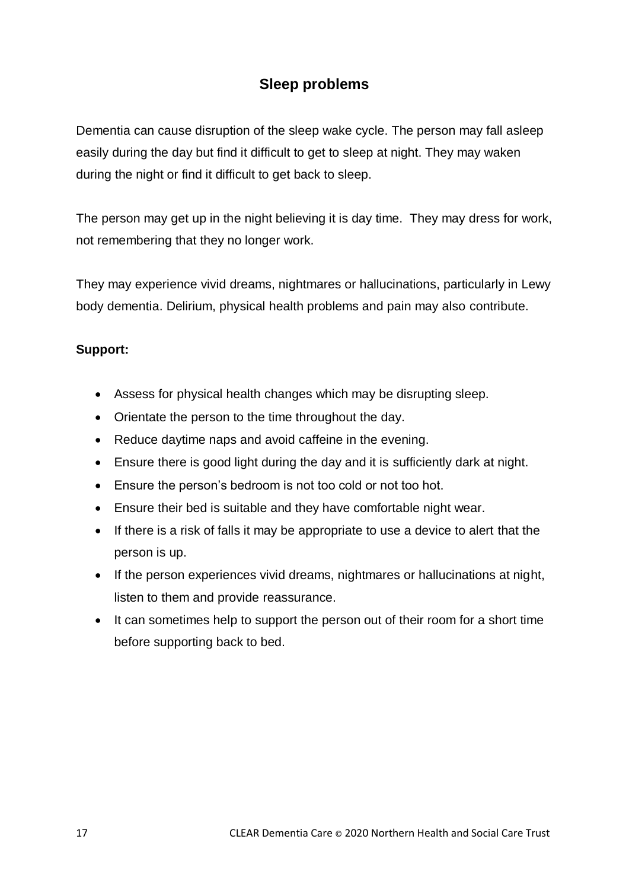## Sleep problems

Dementia can cause disruption of the sleep wake cycle. The person may fall asleep easily during the day but find it difficult to get to sleep at night. They may waken during the night or find it difficult to get back to sleep.

The person may get up in the night believing it is day time. They may dress for work, not remembering that they no longer work.

They may experience vivid dreams, nightmares or hallucinations, particularly in Lewy body dementia. Delirium, physical health problems and pain may also contribute.

**Support:**

- Assess for physical health changes which may be disrupting sleep.
- Orientate the person to the time throughout the day.
- Reduce daytime naps and avoid caffeine in the evening.
- Ensure there is good light during the day and it is sufficiently dark at night.
- Ensure the person's bedroom is not too cold or not too hot.
- Ensure their bed is suitable and they have comfortable night wear.
- If there is a risk of falls it may be appropriate to use a device to alert that the person is up.
- If the person experiences vivid dreams, nightmares or hallucinations at night, listen to them and provide reassurance.
- It can sometimes help to support the person out of their room for a short time before supporting back to bed.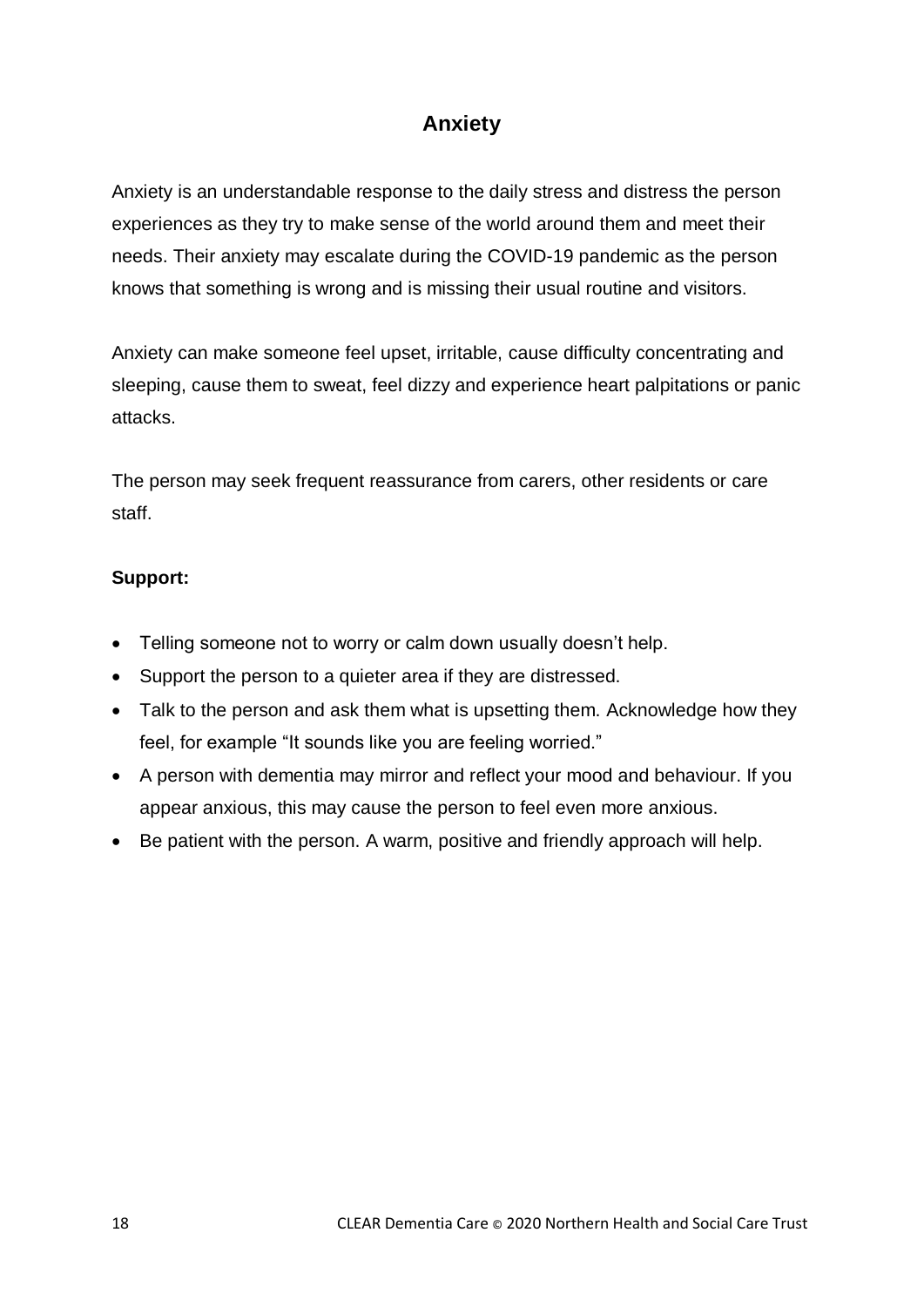# Anxiety

Anxiety is an understandable response to the daily stress and distress the person experiences as they try to make sense of the world around them and meet their needs. Their anxiety may escalate during the COVID-19 pandemic as the person knows that something is wrong and is missing their usual routine and visitors.

Anxiety can make someone feel upset, irritable, cause difficulty concentrating and sleeping, cause them to sweat, feel dizzy and experience heart palpitations or panic attacks.

The person may seek frequent reassurance from carers, other residents or care staff.

**Support:**

- Telling someone not to worry or calm down usually doesn't help.
- Support the person to a quieter area if they are distressed.
- Talk to the person and ask them what is upsetting them. Acknowledge how they feel, for example "It sounds like you are feeling worried."
- A person with dementia may mirror and reflect your mood and behaviour. If you appear anxious, this may cause the person to feel even more anxious.
- Be patient with the person. A warm, positive and friendly approach will help.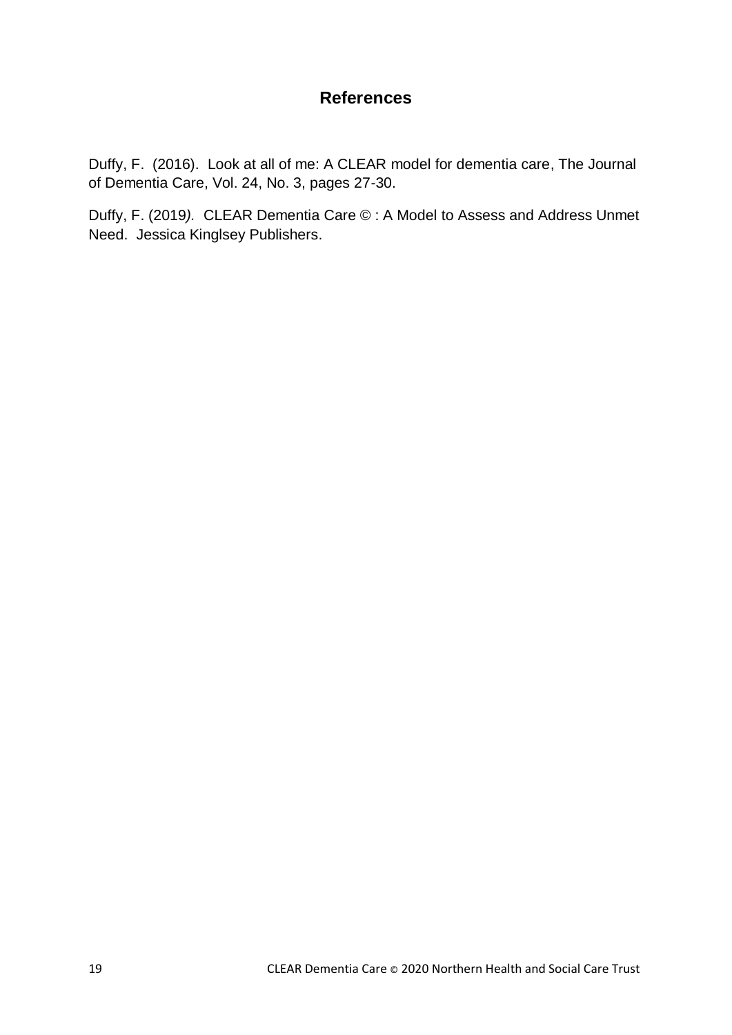## References

Duffy, F. (2016). Look at all of me: A CLEAR model for dementia care, The Journal of Dementia Care, Vol. 24, No. 3, pages 27-30.

Duffy, F. (2019*).* CLEAR Dementia Care © : A Model to Assess and Address Unmet Need. Jessica Kinglsey Publishers.